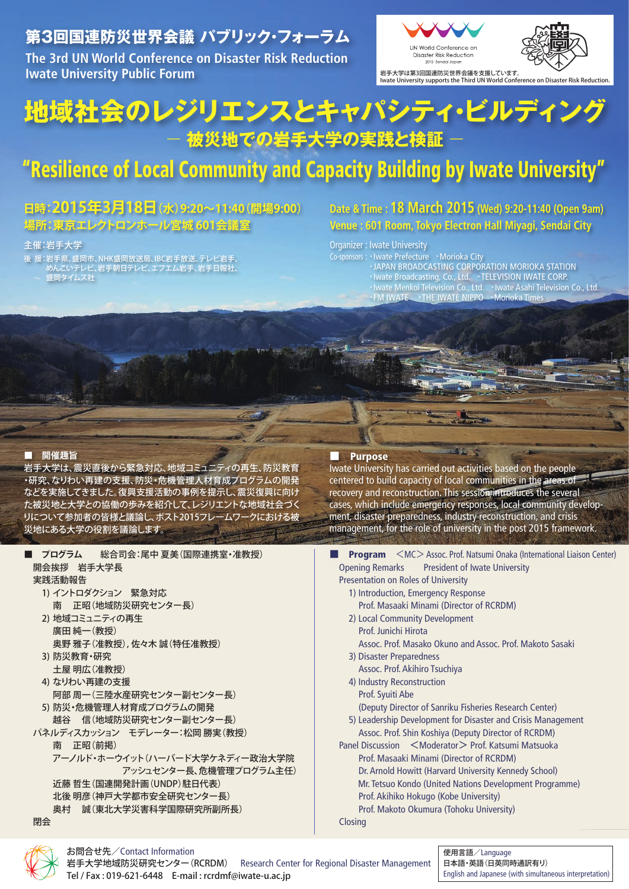# 第3回国連防災世界会議 パブリック・フォーラム

The 3rd UN World Conference on Disaster Risk Reduction
Iwate University Public Forum

UN World Conference on Disaster Risk Reduction 2015 Sendai Japan

岩手大学は第3回国連防災世界会議を支援しています。
Iwate University supports the Third UN World Conference on Disaster Risk Reduction.

# 地域社会のレジリエンスとキャパシティ・ビルディング

## ― 被災地での岩手大学の実践と検証 ―

# "Resilience of Local Community and Capacity Building by Iwate University"

**日時：2015年3月18日（水）9:20～11:40（開場9:00）**
**場所：東京エレクトロンホール宮城 601会議室**

主催：岩手大学
後援：岩手県、盛岡市、NHK盛岡放送局、IBC岩手放送、テレビ岩手、めんこいテレビ、岩手朝日テレビ、エフエム岩手、岩手日報社、盛岡タイムス社

**Date & Time : 18 March 2015 (Wed) 9:20-11:40 (Open 9am)**
**Venue : 601 Room, Tokyo Electron Hall Miyagi, Sendai City**

Organizer : Iwate University
Co-sponsors : ・Iwate Prefecture ・Morioka City ・JAPAN BROADCASTING CORPORATION MORIOKA STATION ・Iwate Broadcasting Co., Ltd. ・TELEVISION IWATE CORP. ・Iwate Menkoi Television Co., Ltd. ・Iwate Asahi Television Co., Ltd. ・FM IWATE ・THE IWATE NIPPO ・Morioka Times

### ■ 開催趣旨

岩手大学は、震災直後から緊急対応、地域コミュニティの再生、防災教育・研究、なりわい再建の支援、防災・危機管理人材育成プログラムの開発などを実施してきました。復興支援活動の事例を提示し、震災復興に向けた被災地と大学との協働の歩みを紹介して、レジリエントな地域社会づくりについて参加者の皆様と議論し、ポスト2015フレームワークにおける被災地にある大学の役割を議論します。

### ■ Purpose

Iwate University has carried out activities based on the people centered to build capacity of local communities in the areas of recovery and reconstruction. This session introduces the several cases, which include emergency responses, local community development, disaster preparedness, industry reconstruction, and crisis management, for the role of university in the post 2015 framework.

### ■ プログラム　総合司会：尾中 夏美（国際連携室・准教授）

開会挨拶　岩手大学長
実践活動報告
1) イントロダクション　緊急対応
　南　正昭（地域防災研究センター長）
2) 地域コミュニティの再生
　廣田 純一（教授）
　奥野 雅子（准教授），佐々木 誠（特任准教授）
3) 防災教育・研究
　土屋 明広（准教授）
4) なりわい再建の支援
　阿部 周一（三陸水産研究センター副センター長）
5) 防災・危機管理人材育成プログラムの開発
　越谷　信（地域防災研究センター副センター長）
パネルディスカッション　モデレーター：松岡 勝実（教授）
　南　正昭（前掲）
　アーノルド・ホーウイット（ハーバード大学ケネディー政治大学院アッシュセンター長、危機管理プログラム主任）
　近藤 哲生（国連開発計画（UNDP）駐日代表）
　北後 明彦（神戸大学都市安全研究センター長）
　奥村　誠（東北大学災害科学国際研究所副所長）
閉会

### ■ Program　<MC> Assoc. Prof. Natsumi Onaka (International Liaison Center)

Opening Remarks　President of Iwate University
Presentation on Roles of University
1) Introduction, Emergency Response
　Prof. Masaaki Minami (Director of RCRDM)
2) Local Community Development
　Prof. Junichi Hirota
　Assoc. Prof. Masako Okuno and Assoc. Prof. Makoto Sasaki
3) Disaster Preparedness
　Assoc. Prof. Akihiro Tsuchiya
4) Industry Reconstruction
　Prof. Syuiti Abe
　(Deputy Director of Sanriku Fisheries Research Center)
5) Leadership Development for Disaster and Crisis Management
　Assoc. Prof. Shin Koshiya (Deputy Director of RCRDM)
Panel Discussion　<Moderator> Prof. Katsumi Matsuoka
　Prof. Masaaki Minami (Director of RCRDM)
　Dr. Arnold Howitt (Harvard University Kennedy School)
　Mr. Tetsuo Kondo (United Nations Development Programme)
　Prof. Akihiko Hokugo (Kobe University)
　Prof. Makoto Okumura (Tohoku University)
Closing

お問合せ先／Contact Information
岩手大学地域防災研究センター（RCRDM）　Research Center for Regional Disaster Management
Tel / Fax : 019-621-6448　E-mail : rcrdmf@iwate-u.ac.jp

使用言語／Language
日本語・英語（日英同時通訳有り）
English and Japanese (with simultaneous interpretation)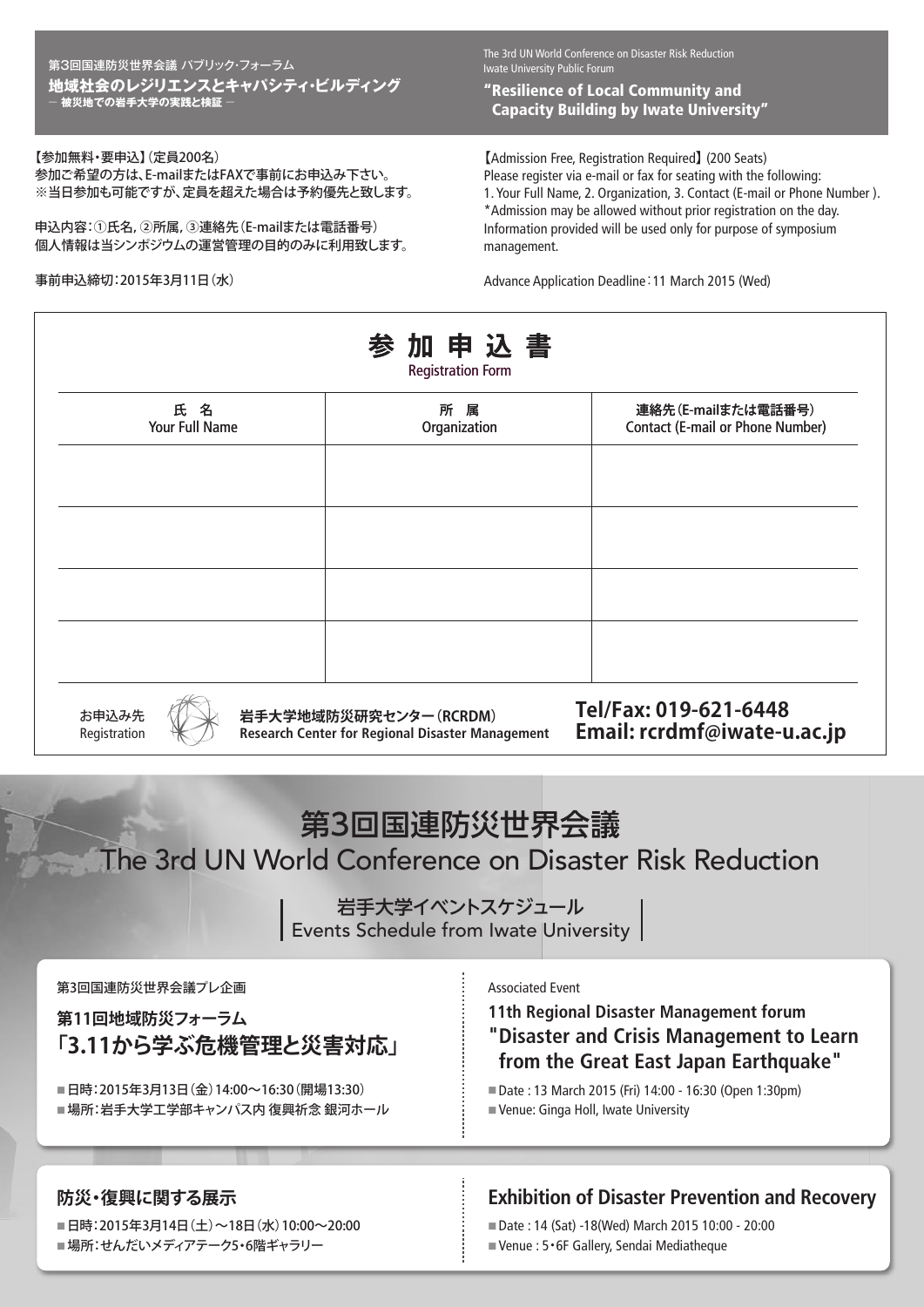第3回国連防災世界会議 パブリック･フォーラム

## 地域社会のレジリエンスとキャパシティ･ビルディング

ー 被災地での岩手大学の実践と検証 ー

The 3rd UN World Conference on Disaster Risk Reduction
Iwate University Public Forum

## "Resilience of Local Community and Capacity Building by Iwate University"

【参加無料・要申込】（定員200名）
参加ご希望の方は、E-mailまたはFAXで事前にお申込み下さい。
※当日参加も可能ですが、定員を超えた場合は予約優先と致します。

申込内容：①氏名, ②所属, ③連絡先（E-mailまたは電話番号）
個人情報は当シンポジウムの運営管理の目的のみに利用致します。

事前申込締切：2015年3月11日（水）

【Admission Free, Registration Required】(200 Seats)
Please register via e-mail or fax for seating with the following:
1. Your Full Name, 2. Organization, 3. Contact (E-mail or Phone Number ).
*Admission may be allowed without prior registration on the day.
Information provided will be used only for purpose of symposium management.

Advance Application Deadline：11 March 2015 (Wed)

## 参 加 申 込 書
Registration Form

| 氏 名 Your Full Name | 所 属 Organization | 連絡先（E-mailまたは電話番号） Contact (E-mail or Phone Number) |
|---|---|---|
| | | |
| | | |
| | | |
| | | |

お申込み先 Registration
岩手大学地域防災研究センター（RCRDM）
Research Center for Regional Disaster Management
**Tel/Fax: 019-621-6448**
**Email: rcrdmf@iwate-u.ac.jp**

# 第3回国連防災世界会議
# The 3rd UN World Conference on Disaster Risk Reduction

岩手大学イベントスケジュール
Events Schedule from Iwate University

第3回国連防災世界会議プレ企画

### 第11回地域防災フォーラム
### 「3.11から学ぶ危機管理と災害対応」

- 日時：2015年3月13日（金）14:00〜16:30（開場13:30）
- 場所：岩手大学工学部キャンパス内 復興祈念 銀河ホール

Associated Event

### 11th Regional Disaster Management forum
### "Disaster and Crisis Management to Learn from the Great East Japan Earthquake"

- Date : 13 March 2015 (Fri) 14:00 - 16:30 (Open 1:30pm)
- Venue: Ginga Holl, Iwate University

### 防災・復興に関する展示

- 日時：2015年3月14日（土）〜18日（水）10:00〜20:00
- 場所：せんだいメディアテーク5・6階ギャラリー

### Exhibition of Disaster Prevention and Recovery

- Date : 14 (Sat) -18(Wed) March 2015 10:00 - 20:00
- Venue : 5・6F Gallery, Sendai Mediatheque